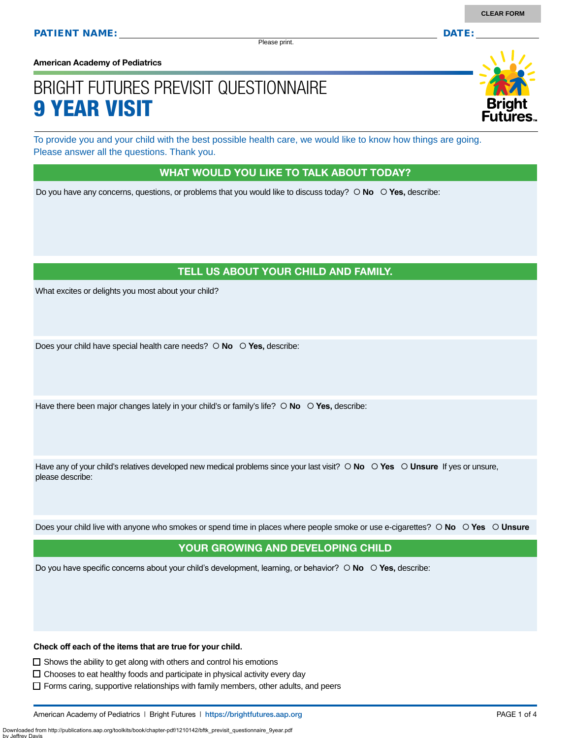CLEAR FORM

**PATIENT NAME:** ______________________________ **DATE:** __________

Please print.

**American Academy of Pediatrics**

# BRIGHT FUTURES PREVISIT QUESTIONNAIRE
# 9 YEAR VISIT

Bright Futures

To provide you and your child with the best possible health care, we would like to know how things are going. Please answer all the questions. Thank you.

## WHAT WOULD YOU LIKE TO TALK ABOUT TODAY?

Do you have any concerns, questions, or problems that you would like to discuss today? ○ **No** ○ **Yes,** describe:

## TELL US ABOUT YOUR CHILD AND FAMILY.

What excites or delights you most about your child?

Does your child have special health care needs? ○ **No** ○ **Yes,** describe:

Have there been major changes lately in your child's or family's life? ○ **No** ○ **Yes,** describe:

Have any of your child's relatives developed new medical problems since your last visit? ○ **No** ○ **Yes** ○ **Unsure** If yes or unsure, please describe:

Does your child live with anyone who smokes or spend time in places where people smoke or use e-cigarettes? ○ **No** ○ **Yes** ○ **Unsure**

## YOUR GROWING AND DEVELOPING CHILD

Do you have specific concerns about your child's development, learning, or behavior? ○ **No** ○ **Yes,** describe:

**Check off each of the items that are true for your child.**

- ☐ Shows the ability to get along with others and control his emotions
- ☐ Chooses to eat healthy foods and participate in physical activity every day
- ☐ Forms caring, supportive relationships with family members, other adults, and peers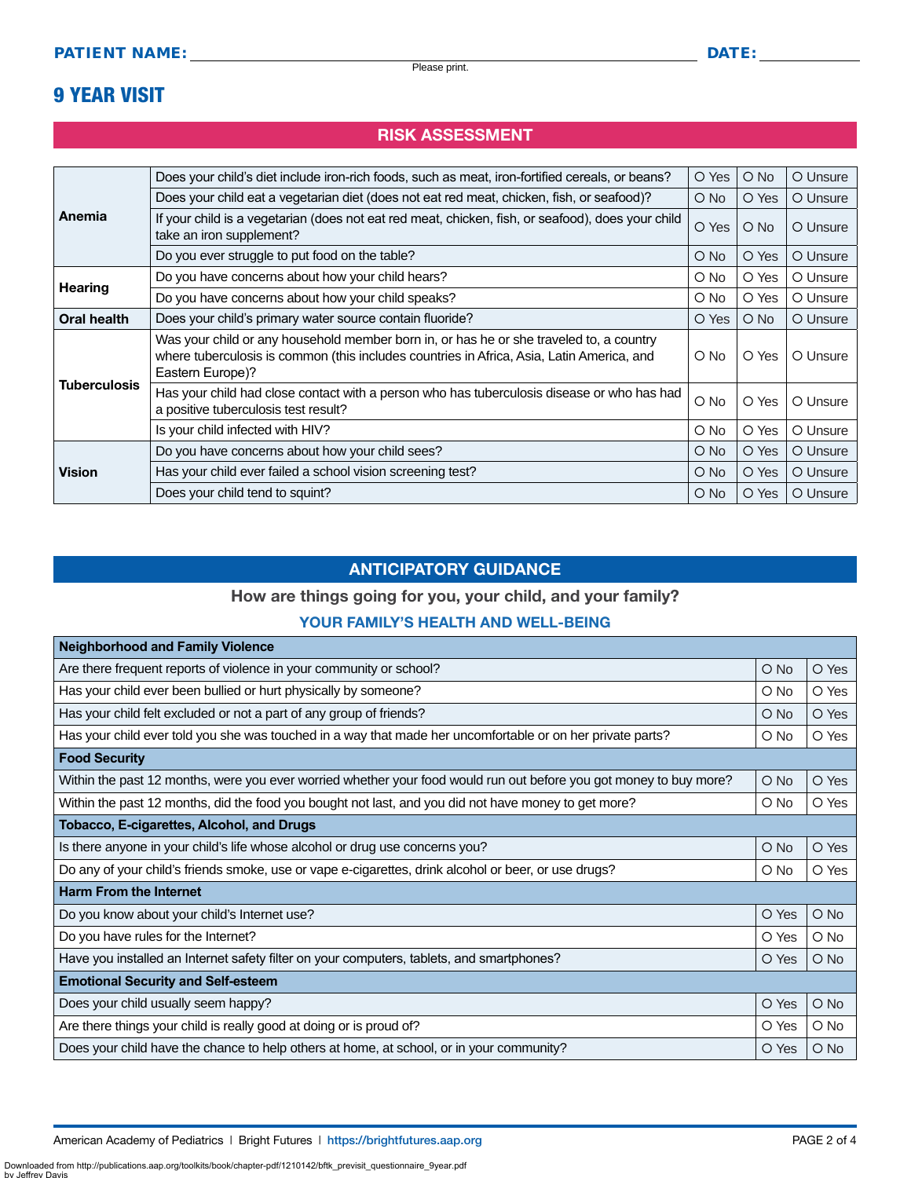**PATIENT NAME:** ______________________________ **DATE:** __________

Please print.

# 9 YEAR VISIT

## RISK ASSESSMENT

| | | | | |
|---|---|---|---|---|
| **Anemia** | Does your child's diet include iron-rich foods, such as meat, iron-fortified cereals, or beans? | O Yes | O No | O Unsure |
| | Does your child eat a vegetarian diet (does not eat red meat, chicken, fish, or seafood)? | O No | O Yes | O Unsure |
| | If your child is a vegetarian (does not eat red meat, chicken, fish, or seafood), does your child take an iron supplement? | O Yes | O No | O Unsure |
| | Do you ever struggle to put food on the table? | O No | O Yes | O Unsure |
| **Hearing** | Do you have concerns about how your child hears? | O No | O Yes | O Unsure |
| | Do you have concerns about how your child speaks? | O No | O Yes | O Unsure |
| **Oral health** | Does your child's primary water source contain fluoride? | O Yes | O No | O Unsure |
| **Tuberculosis** | Was your child or any household member born in, or has he or she traveled to, a country where tuberculosis is common (this includes countries in Africa, Asia, Latin America, and Eastern Europe)? | O No | O Yes | O Unsure |
| | Has your child had close contact with a person who has tuberculosis disease or who has had a positive tuberculosis test result? | O No | O Yes | O Unsure |
| | Is your child infected with HIV? | O No | O Yes | O Unsure |
| **Vision** | Do you have concerns about how your child sees? | O No | O Yes | O Unsure |
| | Has your child ever failed a school vision screening test? | O No | O Yes | O Unsure |
| | Does your child tend to squint? | O No | O Yes | O Unsure |

## ANTICIPATORY GUIDANCE

### How are things going for you, your child, and your family?

### YOUR FAMILY'S HEALTH AND WELL-BEING

| **Neighborhood and Family Violence** | | |
|---|---|---|
| Are there frequent reports of violence in your community or school? | O No | O Yes |
| Has your child ever been bullied or hurt physically by someone? | O No | O Yes |
| Has your child felt excluded or not a part of any group of friends? | O No | O Yes |
| Has your child ever told you she was touched in a way that made her uncomfortable or on her private parts? | O No | O Yes |
| **Food Security** | | |
| Within the past 12 months, were you ever worried whether your food would run out before you got money to buy more? | O No | O Yes |
| Within the past 12 months, did the food you bought not last, and you did not have money to get more? | O No | O Yes |
| **Tobacco, E-cigarettes, Alcohol, and Drugs** | | |
| Is there anyone in your child's life whose alcohol or drug use concerns you? | O No | O Yes |
| Do any of your child's friends smoke, use or vape e-cigarettes, drink alcohol or beer, or use drugs? | O No | O Yes |
| **Harm From the Internet** | | |
| Do you know about your child's Internet use? | O Yes | O No |
| Do you have rules for the Internet? | O Yes | O No |
| Have you installed an Internet safety filter on your computers, tablets, and smartphones? | O Yes | O No |
| **Emotional Security and Self-esteem** | | |
| Does your child usually seem happy? | O Yes | O No |
| Are there things your child is really good at doing or is proud of? | O Yes | O No |
| Does your child have the chance to help others at home, at school, or in your community? | O Yes | O No |

American Academy of Pediatrics | Bright Futures | https://brightfutures.aap.org

Downloaded from http://publications.aap.org/toolkits/book/chapter-pdf/1210142/bftk_previsit_questionnaire_9year.pdf by Jeffrey Davis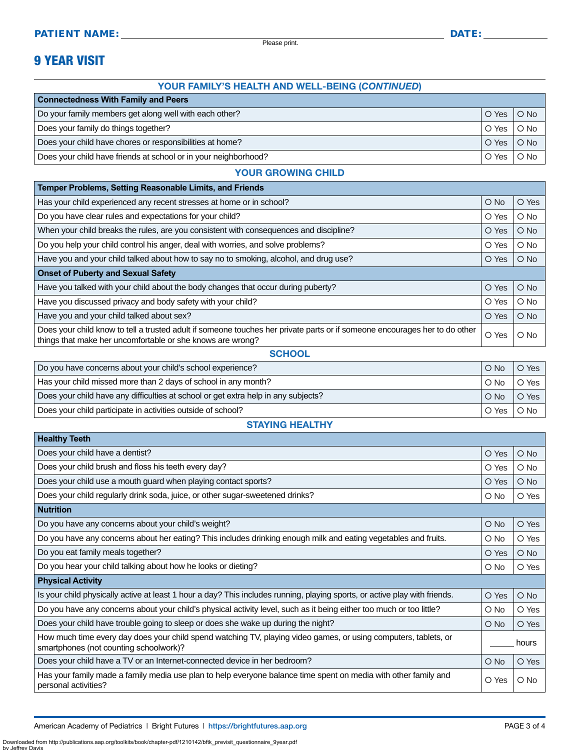**PATIENT NAME:** ______________________________ **DATE:** __________

Please print.

# 9 YEAR VISIT

## YOUR FAMILY'S HEALTH AND WELL-BEING (*CONTINUED*)

| Connectedness With Family and Peers | | |
|---|---|---|
| Do your family members get along well with each other? | O Yes | O No |
| Does your family do things together? | O Yes | O No |
| Does your child have chores or responsibilities at home? | O Yes | O No |
| Does your child have friends at school or in your neighborhood? | O Yes | O No |

## YOUR GROWING CHILD

| Temper Problems, Setting Reasonable Limits, and Friends | | |
|---|---|---|
| Has your child experienced any recent stresses at home or in school? | O No | O Yes |
| Do you have clear rules and expectations for your child? | O Yes | O No |
| When your child breaks the rules, are you consistent with consequences and discipline? | O Yes | O No |
| Do you help your child control his anger, deal with worries, and solve problems? | O Yes | O No |
| Have you and your child talked about how to say no to smoking, alcohol, and drug use? | O Yes | O No |
| **Onset of Puberty and Sexual Safety** | | |
| Have you talked with your child about the body changes that occur during puberty? | O Yes | O No |
| Have you discussed privacy and body safety with your child? | O Yes | O No |
| Have you and your child talked about sex? | O Yes | O No |
| Does your child know to tell a trusted adult if someone touches her private parts or if someone encourages her to do other things that make her uncomfortable or she knows are wrong? | O Yes | O No |

## SCHOOL

| Question | | |
|---|---|---|
| Do you have concerns about your child's school experience? | O No | O Yes |
| Has your child missed more than 2 days of school in any month? | O No | O Yes |
| Does your child have any difficulties at school or get extra help in any subjects? | O No | O Yes |
| Does your child participate in activities outside of school? | O Yes | O No |

## STAYING HEALTHY

| Healthy Teeth | | |
|---|---|---|
| Does your child have a dentist? | O Yes | O No |
| Does your child brush and floss his teeth every day? | O Yes | O No |
| Does your child use a mouth guard when playing contact sports? | O Yes | O No |
| Does your child regularly drink soda, juice, or other sugar-sweetened drinks? | O No | O Yes |
| **Nutrition** | | |
| Do you have any concerns about your child's weight? | O No | O Yes |
| Do you have any concerns about her eating? This includes drinking enough milk and eating vegetables and fruits. | O No | O Yes |
| Do you eat family meals together? | O Yes | O No |
| Do you hear your child talking about how he looks or dieting? | O No | O Yes |
| **Physical Activity** | | |
| Is your child physically active at least 1 hour a day? This includes running, playing sports, or active play with friends. | O Yes | O No |
| Do you have any concerns about your child's physical activity level, such as it being either too much or too little? | O No | O Yes |
| Does your child have trouble going to sleep or does she wake up during the night? | O No | O Yes |
| How much time every day does your child spend watching TV, playing video games, or using computers, tablets, or smartphones (not counting schoolwork)? | _____ hours | |
| Does your child have a TV or an Internet-connected device in her bedroom? | O No | O Yes |
| Has your family made a family media use plan to help everyone balance time spent on media with other family and personal activities? | O Yes | O No |

American Academy of Pediatrics | Bright Futures | https://brightfutures.aap.org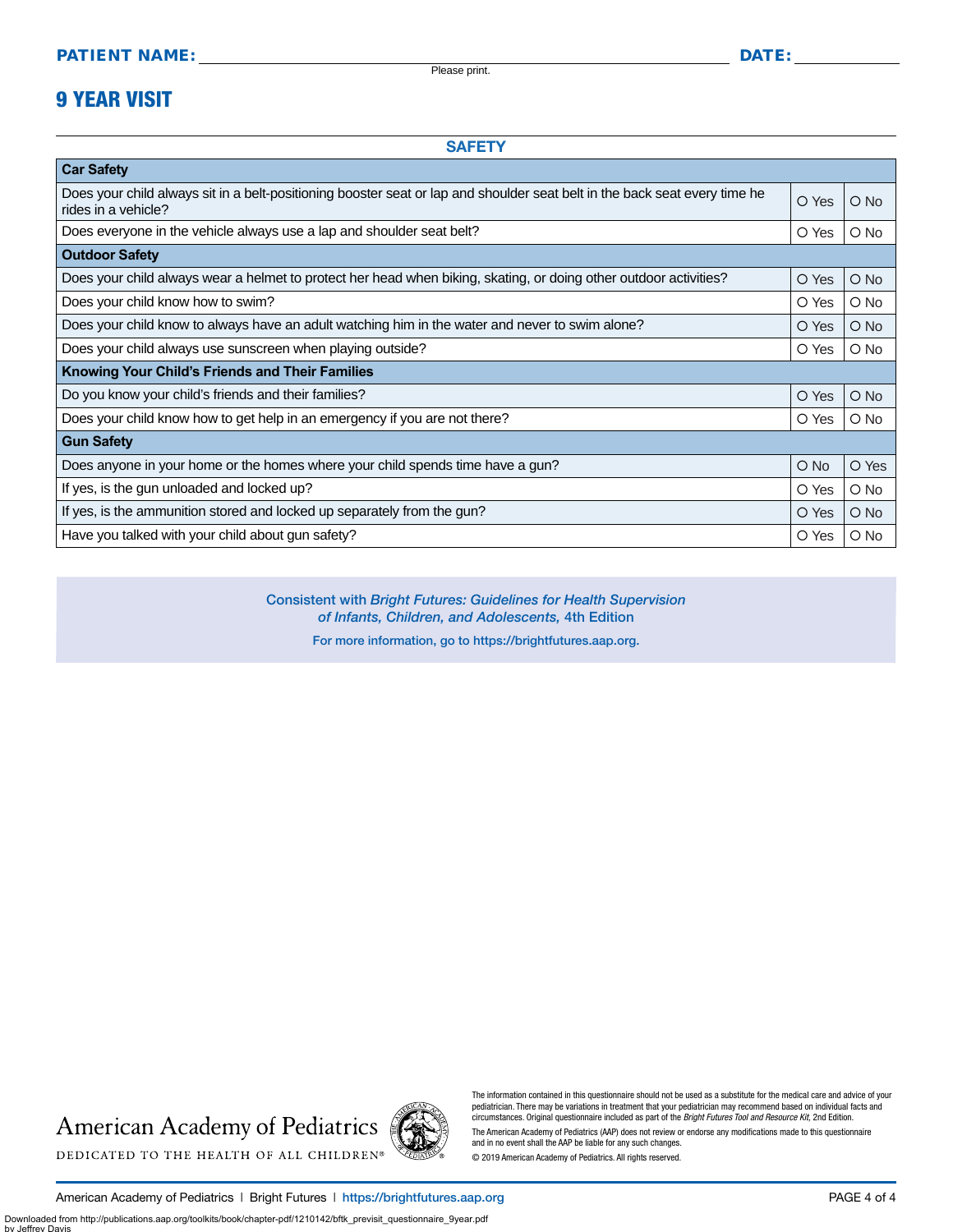**PATIENT NAME:** ______________________ **DATE:** __________

Please print.

# 9 YEAR VISIT

## SAFETY

| | | |
|---|---|---|
| **Car Safety** | | |
| Does your child always sit in a belt-positioning booster seat or lap and shoulder seat belt in the back seat every time he rides in a vehicle? | ○ Yes | ○ No |
| Does everyone in the vehicle always use a lap and shoulder seat belt? | ○ Yes | ○ No |
| **Outdoor Safety** | | |
| Does your child always wear a helmet to protect her head when biking, skating, or doing other outdoor activities? | ○ Yes | ○ No |
| Does your child know how to swim? | ○ Yes | ○ No |
| Does your child know to always have an adult watching him in the water and never to swim alone? | ○ Yes | ○ No |
| Does your child always use sunscreen when playing outside? | ○ Yes | ○ No |
| **Knowing Your Child's Friends and Their Families** | | |
| Do you know your child's friends and their families? | ○ Yes | ○ No |
| Does your child know how to get help in an emergency if you are not there? | ○ Yes | ○ No |
| **Gun Safety** | | |
| Does anyone in your home or the homes where your child spends time have a gun? | ○ No | ○ Yes |
| If yes, is the gun unloaded and locked up? | ○ Yes | ○ No |
| If yes, is the ammunition stored and locked up separately from the gun? | ○ Yes | ○ No |
| Have you talked with your child about gun safety? | ○ Yes | ○ No |

Consistent with *Bright Futures: Guidelines for Health Supervision of Infants, Children, and Adolescents,* 4th Edition

For more information, go to https://brightfutures.aap.org.

American Academy of Pediatrics
DEDICATED TO THE HEALTH OF ALL CHILDREN®

The information contained in this questionnaire should not be used as a substitute for the medical care and advice of your pediatrician. There may be variations in treatment that your pediatrician may recommend based on individual facts and circumstances. Original questionnaire included as part of the *Bright Futures Tool and Resource Kit,* 2nd Edition.

The American Academy of Pediatrics (AAP) does not review or endorse any modifications made to this questionnaire and in no event shall the AAP be liable for any such changes.

© 2019 American Academy of Pediatrics. All rights reserved.